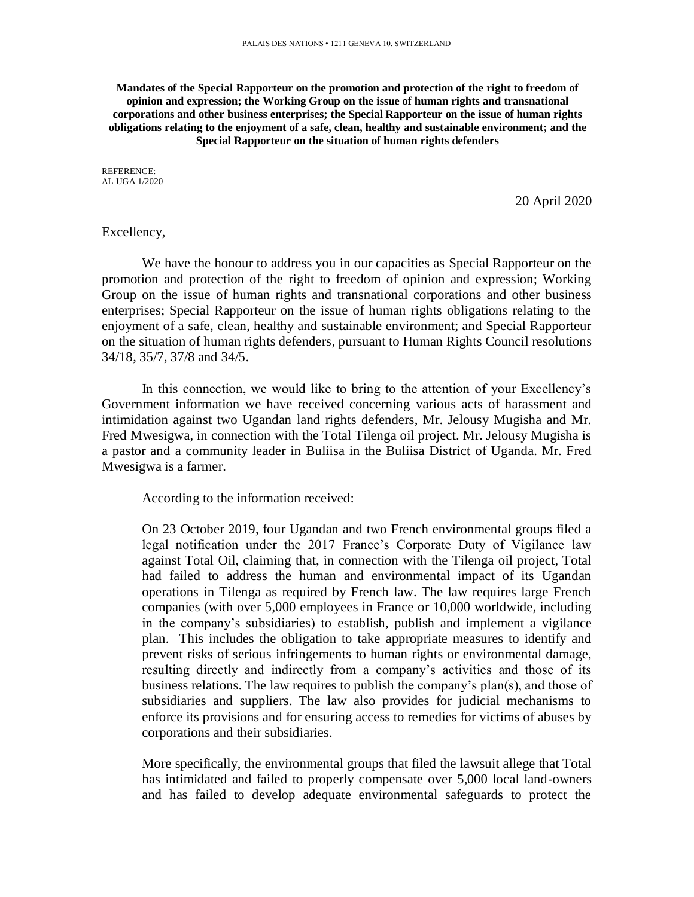PALAIS DES NATIONS • 1211 GENEVA 10, SWITZERLAND

**Mandates of the Special Rapporteur on the promotion and protection of the right to freedom of opinion and expression; the Working Group on the issue of human rights and transnational corporations and other business enterprises; the Special Rapporteur on the issue of human rights obligations relating to the enjoyment of a safe, clean, healthy and sustainable environment; and the Special Rapporteur on the situation of human rights defenders**

REFERENCE:
AL UGA 1/2020

20 April 2020

Excellency,

We have the honour to address you in our capacities as Special Rapporteur on the promotion and protection of the right to freedom of opinion and expression; Working Group on the issue of human rights and transnational corporations and other business enterprises; Special Rapporteur on the issue of human rights obligations relating to the enjoyment of a safe, clean, healthy and sustainable environment; and Special Rapporteur on the situation of human rights defenders, pursuant to Human Rights Council resolutions 34/18, 35/7, 37/8 and 34/5.

In this connection, we would like to bring to the attention of your Excellency's Government information we have received concerning various acts of harassment and intimidation against two Ugandan land rights defenders, Mr. Jelousy Mugisha and Mr. Fred Mwesigwa, in connection with the Total Tilenga oil project. Mr. Jelousy Mugisha is a pastor and a community leader in Buliisa in the Buliisa District of Uganda. Mr. Fred Mwesigwa is a farmer.

According to the information received:

> On 23 October 2019, four Ugandan and two French environmental groups filed a legal notification under the 2017 France's Corporate Duty of Vigilance law against Total Oil, claiming that, in connection with the Tilenga oil project, Total had failed to address the human and environmental impact of its Ugandan operations in Tilenga as required by French law. The law requires large French companies (with over 5,000 employees in France or 10,000 worldwide, including in the company's subsidiaries) to establish, publish and implement a vigilance plan. This includes the obligation to take appropriate measures to identify and prevent risks of serious infringements to human rights or environmental damage, resulting directly and indirectly from a company's activities and those of its business relations. The law requires to publish the company's plan(s), and those of subsidiaries and suppliers. The law also provides for judicial mechanisms to enforce its provisions and for ensuring access to remedies for victims of abuses by corporations and their subsidiaries.
>
> More specifically, the environmental groups that filed the lawsuit allege that Total has intimidated and failed to properly compensate over 5,000 local land-owners and has failed to develop adequate environmental safeguards to protect the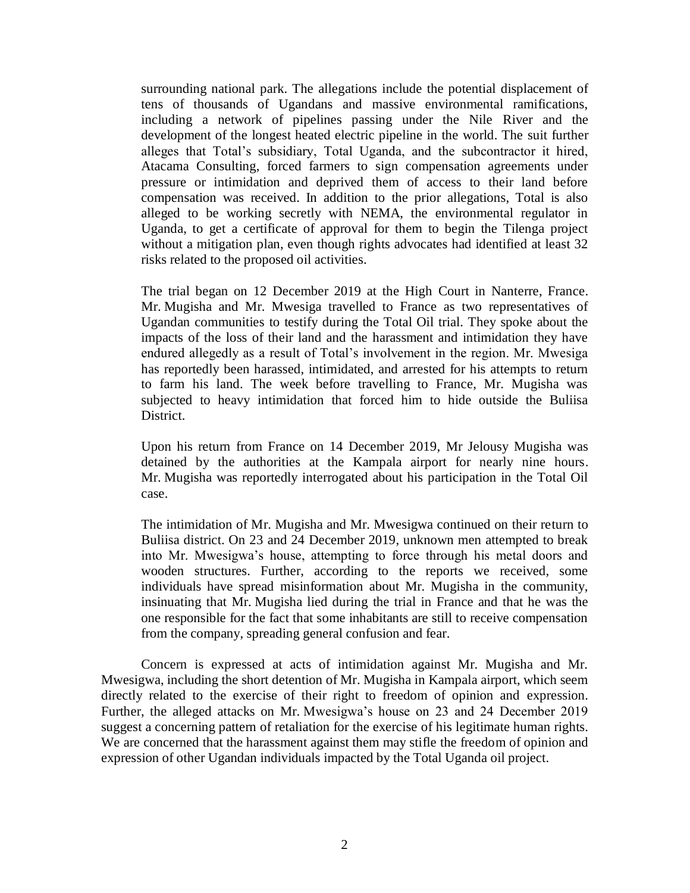surrounding national park. The allegations include the potential displacement of tens of thousands of Ugandans and massive environmental ramifications, including a network of pipelines passing under the Nile River and the development of the longest heated electric pipeline in the world. The suit further alleges that Total's subsidiary, Total Uganda, and the subcontractor it hired, Atacama Consulting, forced farmers to sign compensation agreements under pressure or intimidation and deprived them of access to their land before compensation was received. In addition to the prior allegations, Total is also alleged to be working secretly with NEMA, the environmental regulator in Uganda, to get a certificate of approval for them to begin the Tilenga project without a mitigation plan, even though rights advocates had identified at least 32 risks related to the proposed oil activities.

The trial began on 12 December 2019 at the High Court in Nanterre, France. Mr. Mugisha and Mr. Mwesiga travelled to France as two representatives of Ugandan communities to testify during the Total Oil trial. They spoke about the impacts of the loss of their land and the harassment and intimidation they have endured allegedly as a result of Total's involvement in the region. Mr. Mwesiga has reportedly been harassed, intimidated, and arrested for his attempts to return to farm his land. The week before travelling to France, Mr. Mugisha was subjected to heavy intimidation that forced him to hide outside the Buliisa District.

Upon his return from France on 14 December 2019, Mr Jelousy Mugisha was detained by the authorities at the Kampala airport for nearly nine hours. Mr. Mugisha was reportedly interrogated about his participation in the Total Oil case.

The intimidation of Mr. Mugisha and Mr. Mwesigwa continued on their return to Buliisa district. On 23 and 24 December 2019, unknown men attempted to break into Mr. Mwesigwa's house, attempting to force through his metal doors and wooden structures. Further, according to the reports we received, some individuals have spread misinformation about Mr. Mugisha in the community, insinuating that Mr. Mugisha lied during the trial in France and that he was the one responsible for the fact that some inhabitants are still to receive compensation from the company, spreading general confusion and fear.

Concern is expressed at acts of intimidation against Mr. Mugisha and Mr. Mwesigwa, including the short detention of Mr. Mugisha in Kampala airport, which seem directly related to the exercise of their right to freedom of opinion and expression. Further, the alleged attacks on Mr. Mwesigwa's house on 23 and 24 December 2019 suggest a concerning pattern of retaliation for the exercise of his legitimate human rights. We are concerned that the harassment against them may stifle the freedom of opinion and expression of other Ugandan individuals impacted by the Total Uganda oil project.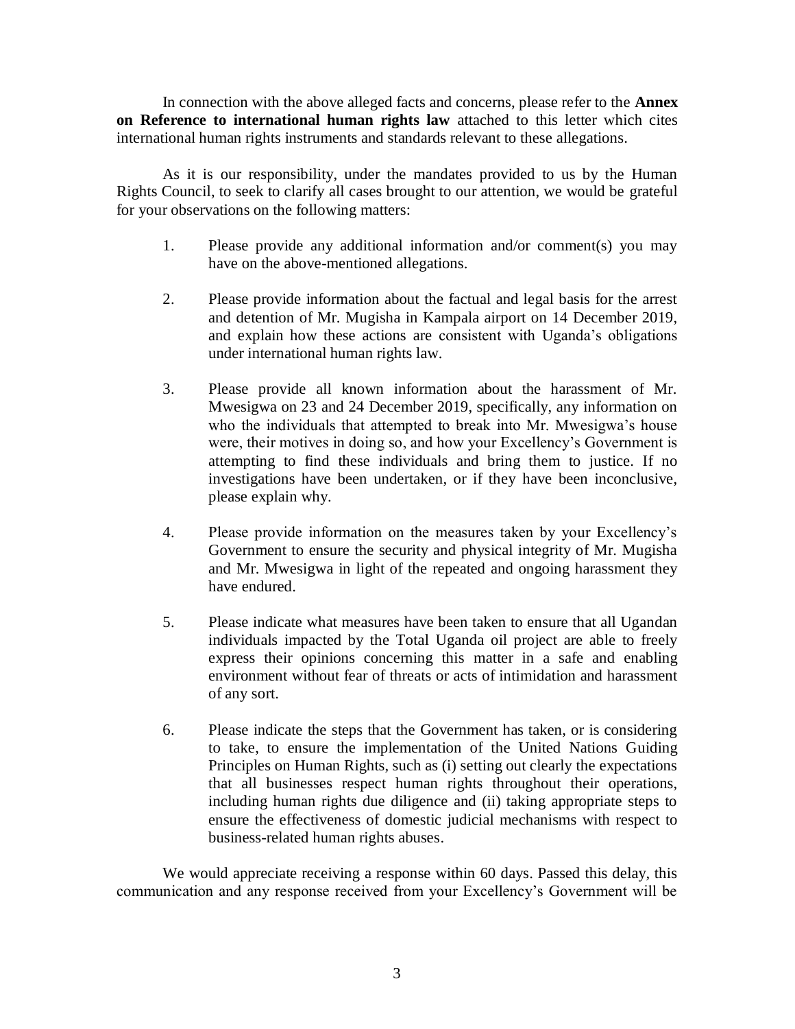In connection with the above alleged facts and concerns, please refer to the **Annex on Reference to international human rights law** attached to this letter which cites international human rights instruments and standards relevant to these allegations.

As it is our responsibility, under the mandates provided to us by the Human Rights Council, to seek to clarify all cases brought to our attention, we would be grateful for your observations on the following matters:

1. Please provide any additional information and/or comment(s) you may have on the above-mentioned allegations.

2. Please provide information about the factual and legal basis for the arrest and detention of Mr. Mugisha in Kampala airport on 14 December 2019, and explain how these actions are consistent with Uganda's obligations under international human rights law.

3. Please provide all known information about the harassment of Mr. Mwesigwa on 23 and 24 December 2019, specifically, any information on who the individuals that attempted to break into Mr. Mwesigwa's house were, their motives in doing so, and how your Excellency's Government is attempting to find these individuals and bring them to justice. If no investigations have been undertaken, or if they have been inconclusive, please explain why.

4. Please provide information on the measures taken by your Excellency's Government to ensure the security and physical integrity of Mr. Mugisha and Mr. Mwesigwa in light of the repeated and ongoing harassment they have endured.

5. Please indicate what measures have been taken to ensure that all Ugandan individuals impacted by the Total Uganda oil project are able to freely express their opinions concerning this matter in a safe and enabling environment without fear of threats or acts of intimidation and harassment of any sort.

6. Please indicate the steps that the Government has taken, or is considering to take, to ensure the implementation of the United Nations Guiding Principles on Human Rights, such as (i) setting out clearly the expectations that all businesses respect human rights throughout their operations, including human rights due diligence and (ii) taking appropriate steps to ensure the effectiveness of domestic judicial mechanisms with respect to business-related human rights abuses.

We would appreciate receiving a response within 60 days. Passed this delay, this communication and any response received from your Excellency's Government will be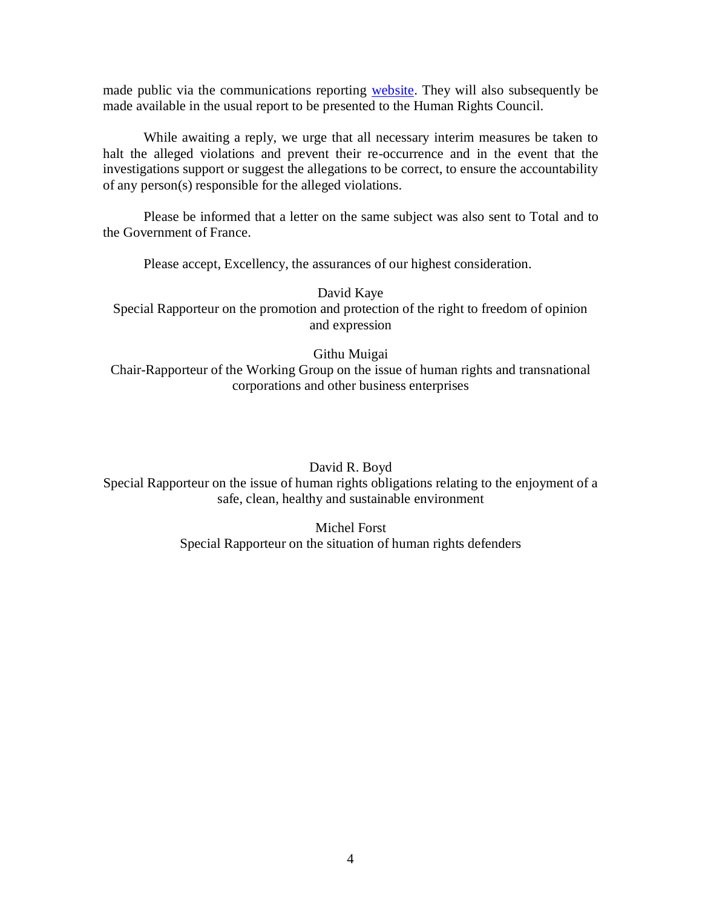made public via the communications reporting website. They will also subsequently be made available in the usual report to be presented to the Human Rights Council.

While awaiting a reply, we urge that all necessary interim measures be taken to halt the alleged violations and prevent their re-occurrence and in the event that the investigations support or suggest the allegations to be correct, to ensure the accountability of any person(s) responsible for the alleged violations.

Please be informed that a letter on the same subject was also sent to Total and to the Government of France.

Please accept, Excellency, the assurances of our highest consideration.

David Kaye
Special Rapporteur on the promotion and protection of the right to freedom of opinion and expression

Githu Muigai
Chair-Rapporteur of the Working Group on the issue of human rights and transnational corporations and other business enterprises

David R. Boyd
Special Rapporteur on the issue of human rights obligations relating to the enjoyment of a safe, clean, healthy and sustainable environment

Michel Forst
Special Rapporteur on the situation of human rights defenders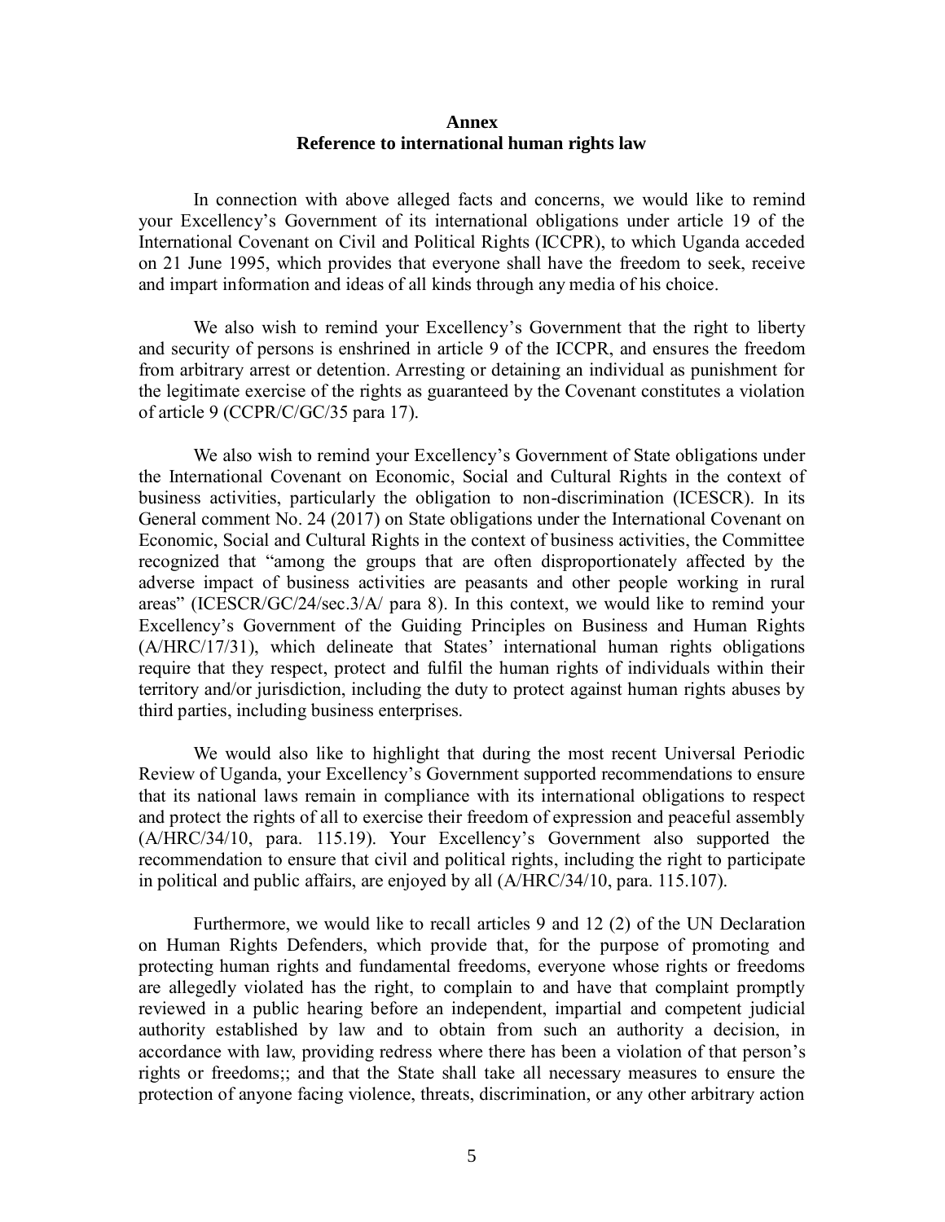## Annex
## Reference to international human rights law

In connection with above alleged facts and concerns, we would like to remind your Excellency's Government of its international obligations under article 19 of the International Covenant on Civil and Political Rights (ICCPR), to which Uganda acceded on 21 June 1995, which provides that everyone shall have the freedom to seek, receive and impart information and ideas of all kinds through any media of his choice.

We also wish to remind your Excellency's Government that the right to liberty and security of persons is enshrined in article 9 of the ICCPR, and ensures the freedom from arbitrary arrest or detention. Arresting or detaining an individual as punishment for the legitimate exercise of the rights as guaranteed by the Covenant constitutes a violation of article 9 (CCPR/C/GC/35 para 17).

We also wish to remind your Excellency's Government of State obligations under the International Covenant on Economic, Social and Cultural Rights in the context of business activities, particularly the obligation to non-discrimination (ICESCR). In its General comment No. 24 (2017) on State obligations under the International Covenant on Economic, Social and Cultural Rights in the context of business activities, the Committee recognized that "among the groups that are often disproportionately affected by the adverse impact of business activities are peasants and other people working in rural areas" (ICESCR/GC/24/sec.3/A/ para 8). In this context, we would like to remind your Excellency's Government of the Guiding Principles on Business and Human Rights (A/HRC/17/31), which delineate that States' international human rights obligations require that they respect, protect and fulfil the human rights of individuals within their territory and/or jurisdiction, including the duty to protect against human rights abuses by third parties, including business enterprises.

We would also like to highlight that during the most recent Universal Periodic Review of Uganda, your Excellency's Government supported recommendations to ensure that its national laws remain in compliance with its international obligations to respect and protect the rights of all to exercise their freedom of expression and peaceful assembly (A/HRC/34/10, para. 115.19). Your Excellency's Government also supported the recommendation to ensure that civil and political rights, including the right to participate in political and public affairs, are enjoyed by all (A/HRC/34/10, para. 115.107).

Furthermore, we would like to recall articles 9 and 12 (2) of the UN Declaration on Human Rights Defenders, which provide that, for the purpose of promoting and protecting human rights and fundamental freedoms, everyone whose rights or freedoms are allegedly violated has the right, to complain to and have that complaint promptly reviewed in a public hearing before an independent, impartial and competent judicial authority established by law and to obtain from such an authority a decision, in accordance with law, providing redress where there has been a violation of that person's rights or freedoms;; and that the State shall take all necessary measures to ensure the protection of anyone facing violence, threats, discrimination, or any other arbitrary action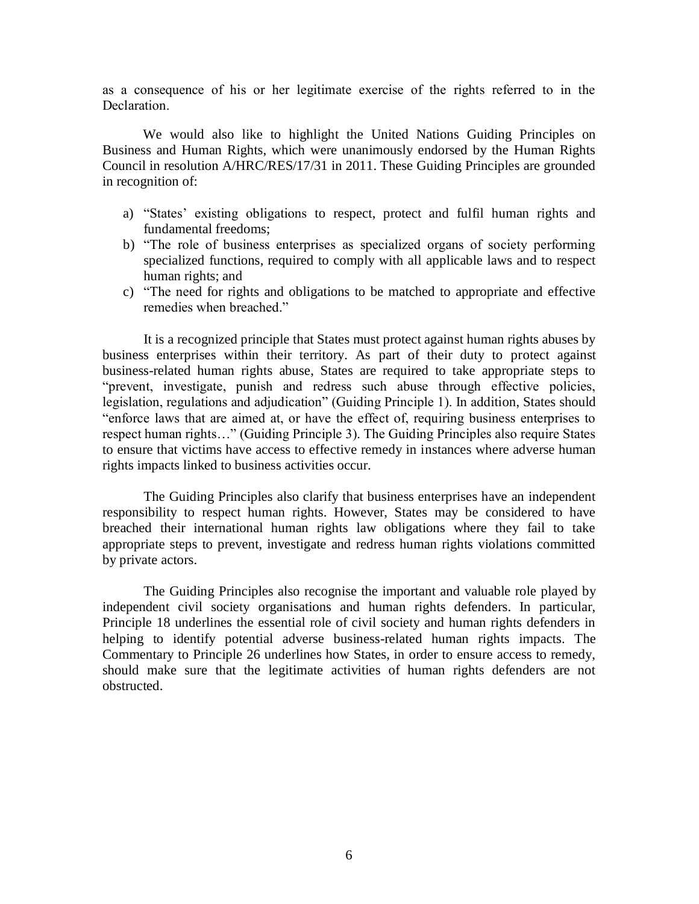as a consequence of his or her legitimate exercise of the rights referred to in the Declaration.

We would also like to highlight the United Nations Guiding Principles on Business and Human Rights, which were unanimously endorsed by the Human Rights Council in resolution A/HRC/RES/17/31 in 2011. These Guiding Principles are grounded in recognition of:

a) "States' existing obligations to respect, protect and fulfil human rights and fundamental freedoms;
b) "The role of business enterprises as specialized organs of society performing specialized functions, required to comply with all applicable laws and to respect human rights; and
c) "The need for rights and obligations to be matched to appropriate and effective remedies when breached."

It is a recognized principle that States must protect against human rights abuses by business enterprises within their territory. As part of their duty to protect against business-related human rights abuse, States are required to take appropriate steps to "prevent, investigate, punish and redress such abuse through effective policies, legislation, regulations and adjudication" (Guiding Principle 1). In addition, States should "enforce laws that are aimed at, or have the effect of, requiring business enterprises to respect human rights…" (Guiding Principle 3). The Guiding Principles also require States to ensure that victims have access to effective remedy in instances where adverse human rights impacts linked to business activities occur.

The Guiding Principles also clarify that business enterprises have an independent responsibility to respect human rights. However, States may be considered to have breached their international human rights law obligations where they fail to take appropriate steps to prevent, investigate and redress human rights violations committed by private actors.

The Guiding Principles also recognise the important and valuable role played by independent civil society organisations and human rights defenders. In particular, Principle 18 underlines the essential role of civil society and human rights defenders in helping to identify potential adverse business-related human rights impacts. The Commentary to Principle 26 underlines how States, in order to ensure access to remedy, should make sure that the legitimate activities of human rights defenders are not obstructed.